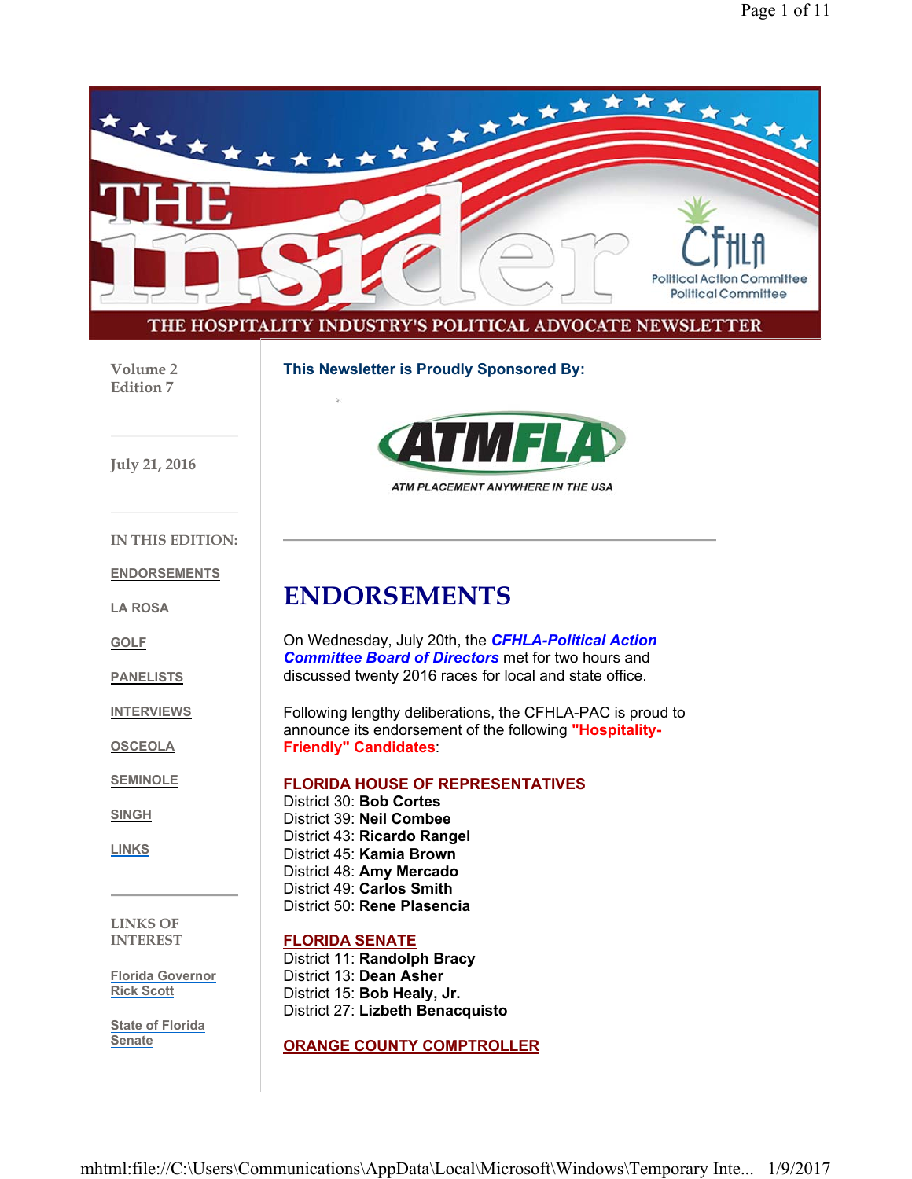# THE insider

CFHLA Political Action Committee Political Committee

THE HOSPITALITY INDUSTRY'S POLITICAL ADVOCATE NEWSLETTER

Volume 2
Edition 7

July 21, 2016

IN THIS EDITION:

- ENDORSEMENTS
- LA ROSA
- GOLF
- PANELISTS
- INTERVIEWS
- OSCEOLA
- SEMINOLE
- SINGH
- LINKS

LINKS OF INTEREST

- Florida Governor Rick Scott
- State of Florida Senate

**This Newsletter is Proudly Sponsored By:**

ATMFLA
ATM PLACEMENT ANYWHERE IN THE USA

---

# ENDORSEMENTS

On Wednesday, July 20th, the ***CFHLA-Political Action Committee Board of Directors*** met for two hours and discussed twenty 2016 races for local and state office.

Following lengthy deliberations, the CFHLA-PAC is proud to announce its endorsement of the following **"Hospitality-Friendly" Candidates**:

**FLORIDA HOUSE OF REPRESENTATIVES**
District 30: **Bob Cortes**
District 39: **Neil Combee**
District 43: **Ricardo Rangel**
District 45: **Kamia Brown**
District 48: **Amy Mercado**
District 49: **Carlos Smith**
District 50: **Rene Plasencia**

**FLORIDA SENATE**
District 11: **Randolph Bracy**
District 13: **Dean Asher**
District 15: **Bob Healy, Jr.**
District 27: **Lizbeth Benacquisto**

**ORANGE COUNTY COMPTROLLER**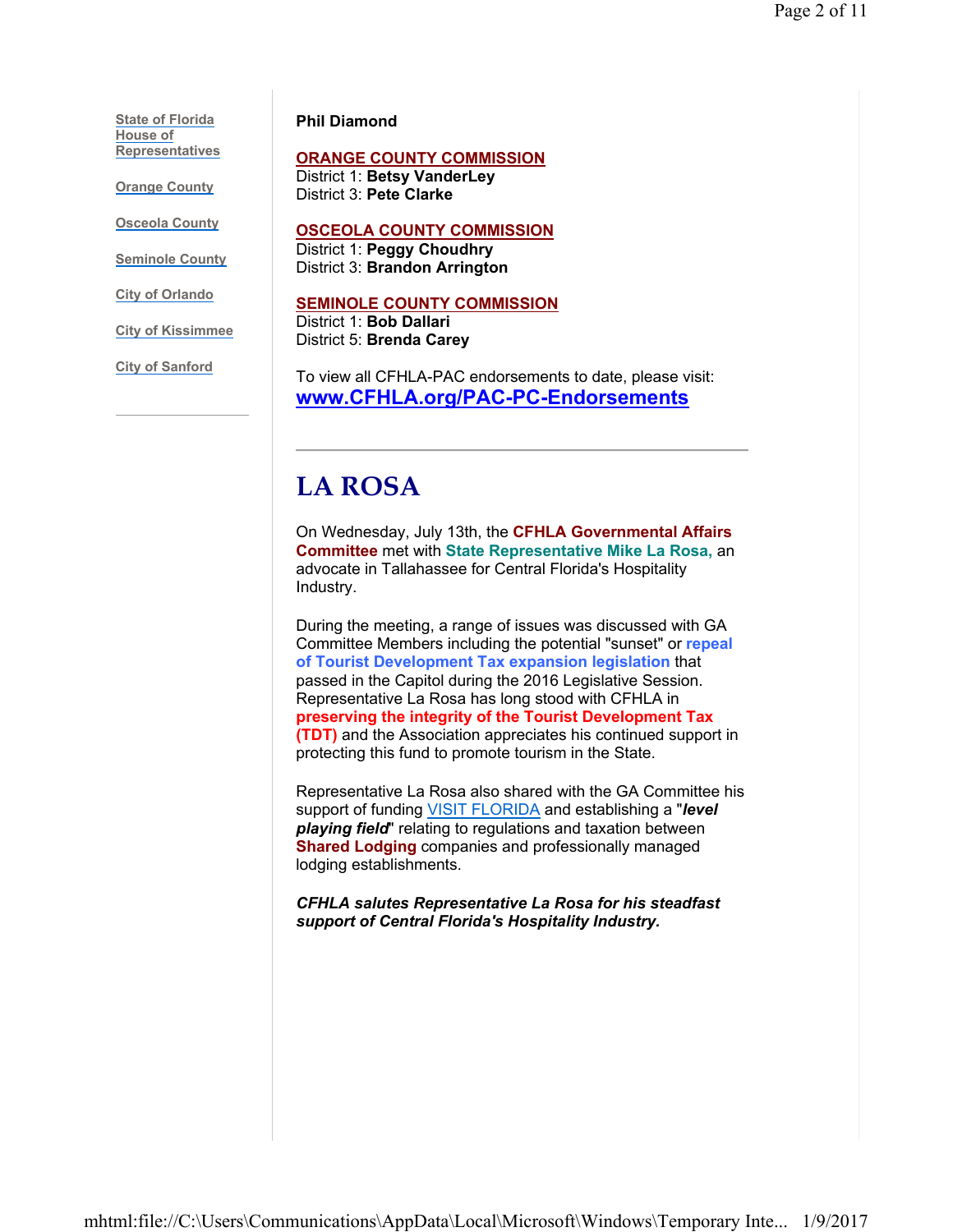- State of Florida House of Representatives
- Orange County
- Osceola County
- Seminole County
- City of Orlando
- City of Kissimmee
- City of Sanford

**Phil Diamond**

**ORANGE COUNTY COMMISSION**
District 1: **Betsy VanderLey**
District 3: **Pete Clarke**

**OSCEOLA COUNTY COMMISSION**
District 1: **Peggy Choudhry**
District 3: **Brandon Arrington**

**SEMINOLE COUNTY COMMISSION**
District 1: **Bob Dallari**
District 5: **Brenda Carey**

To view all CFHLA-PAC endorsements to date, please visit:
**www.CFHLA.org/PAC-PC-Endorsements**

---

# LA ROSA

On Wednesday, July 13th, the **CFHLA Governmental Affairs Committee** met with **State Representative Mike La Rosa,** an advocate in Tallahassee for Central Florida's Hospitality Industry.

During the meeting, a range of issues was discussed with GA Committee Members including the potential "sunset" or **repeal of Tourist Development Tax expansion legislation** that passed in the Capitol during the 2016 Legislative Session. Representative La Rosa has long stood with CFHLA in **preserving the integrity of the Tourist Development Tax (TDT)** and the Association appreciates his continued support in protecting this fund to promote tourism in the State.

Representative La Rosa also shared with the GA Committee his support of funding VISIT FLORIDA and establishing a "***level playing field***" relating to regulations and taxation between **Shared Lodging** companies and professionally managed lodging establishments.

***CFHLA salutes Representative La Rosa for his steadfast support of Central Florida's Hospitality Industry.***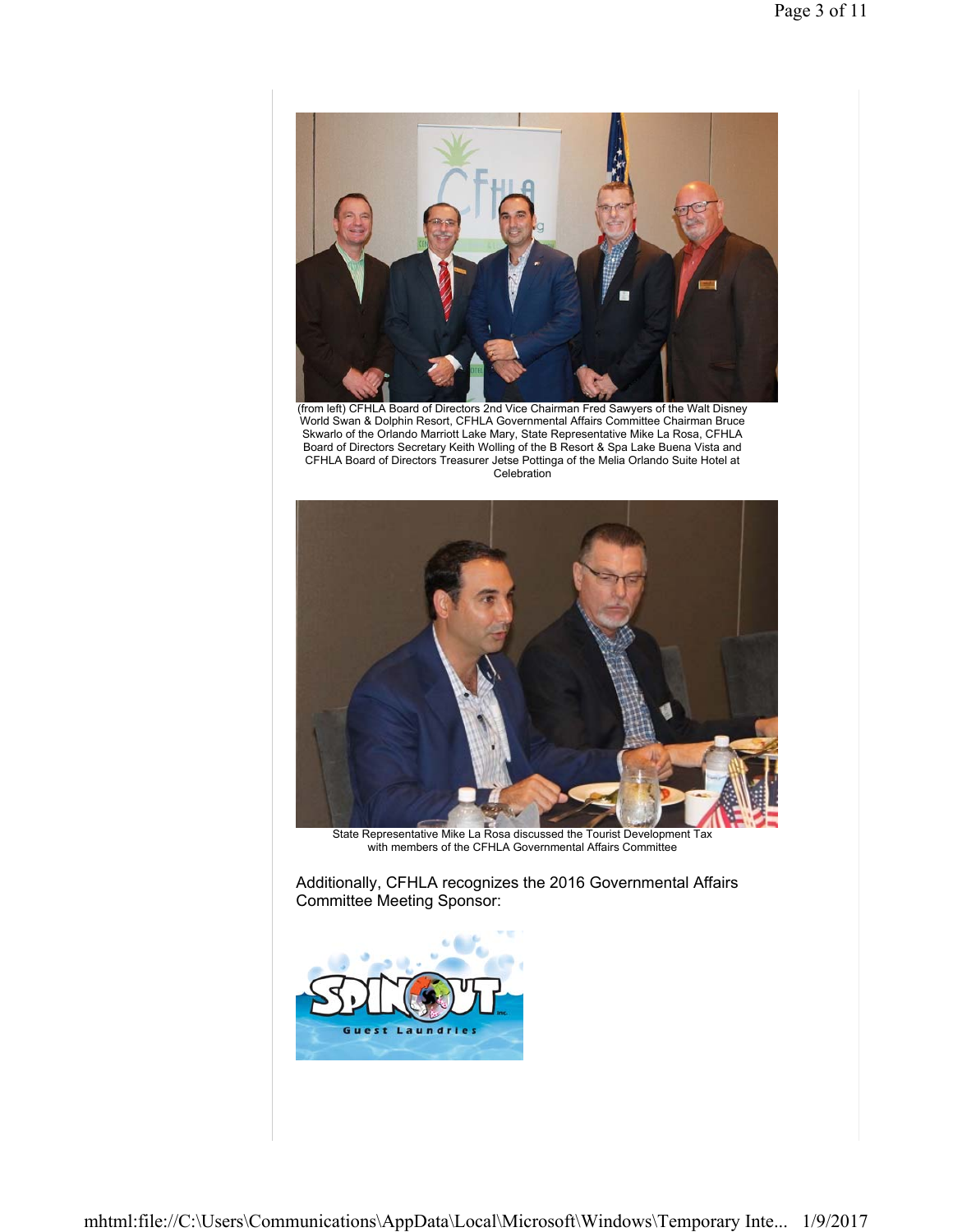(from left) CFHLA Board of Directors 2nd Vice Chairman Fred Sawyers of the Walt Disney World Swan & Dolphin Resort, CFHLA Governmental Affairs Committee Chairman Bruce Skwarlo of the Orlando Marriott Lake Mary, State Representative Mike La Rosa, CFHLA Board of Directors Secretary Keith Wolling of the B Resort & Spa Lake Buena Vista and CFHLA Board of Directors Treasurer Jetse Pottinga of the Melia Orlando Suite Hotel at Celebration

State Representative Mike La Rosa discussed the Tourist Development Tax with members of the CFHLA Governmental Affairs Committee

Additionally, CFHLA recognizes the 2016 Governmental Affairs Committee Meeting Sponsor: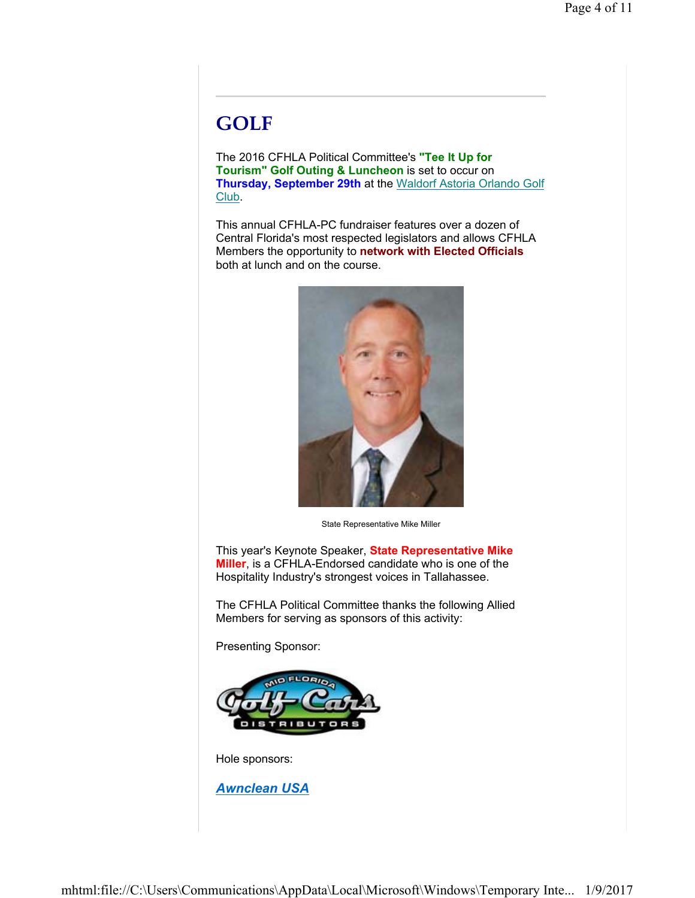# GOLF

The 2016 CFHLA Political Committee's **"Tee It Up for Tourism" Golf Outing & Luncheon** is set to occur on **Thursday, September 29th** at the Waldorf Astoria Orlando Golf Club.

This annual CFHLA-PC fundraiser features over a dozen of Central Florida's most respected legislators and allows CFHLA Members the opportunity to **network with Elected Officials** both at lunch and on the course.

State Representative Mike Miller

This year's Keynote Speaker, **State Representative Mike Miller**, is a CFHLA-Endorsed candidate who is one of the Hospitality Industry's strongest voices in Tallahassee.

The CFHLA Political Committee thanks the following Allied Members for serving as sponsors of this activity:

Presenting Sponsor:

Mid Florida Golf Cars Distributors

Hole sponsors:

***Awnclean USA***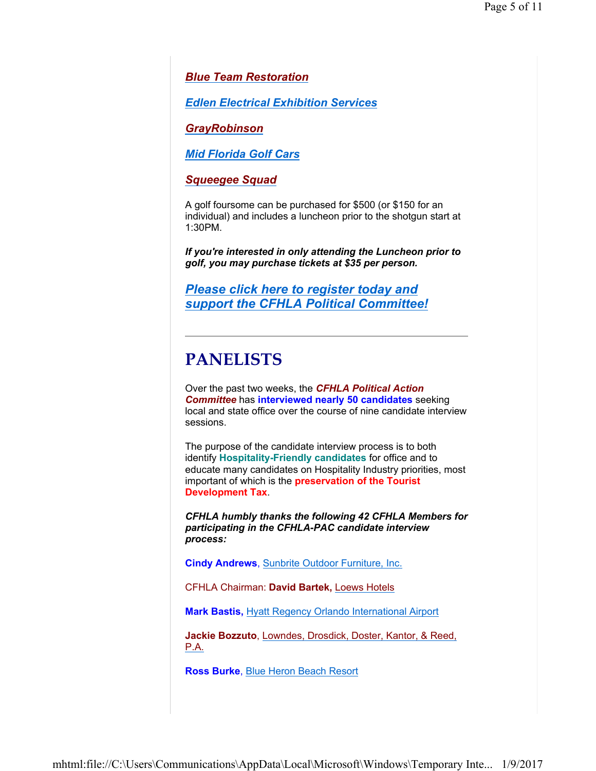***Blue Team Restoration***

***Edlen Electrical Exhibition Services***

***GrayRobinson***

***Mid Florida Golf Cars***

***Squeegee Squad***

A golf foursome can be purchased for $500 (or $150 for an individual) and includes a luncheon prior to the shotgun start at 1:30PM.

***If you're interested in only attending the Luncheon prior to golf, you may purchase tickets at $35 per person.***

***Please click here to register today and support the CFHLA Political Committee!***

---

# PANELISTS

Over the past two weeks, the ***CFHLA Political Action Committee*** has **interviewed nearly 50 candidates** seeking local and state office over the course of nine candidate interview sessions.

The purpose of the candidate interview process is to both identify **Hospitality-Friendly candidates** for office and to educate many candidates on Hospitality Industry priorities, most important of which is the **preservation of the Tourist Development Tax**.

***CFHLA humbly thanks the following 42 CFHLA Members for participating in the CFHLA-PAC candidate interview process:***

**Cindy Andrews**, Sunbrite Outdoor Furniture, Inc.

CFHLA Chairman: **David Bartek,** Loews Hotels

**Mark Bastis,** Hyatt Regency Orlando International Airport

**Jackie Bozzuto**, Lowndes, Drosdick, Doster, Kantor, & Reed, P.A.

**Ross Burke**, Blue Heron Beach Resort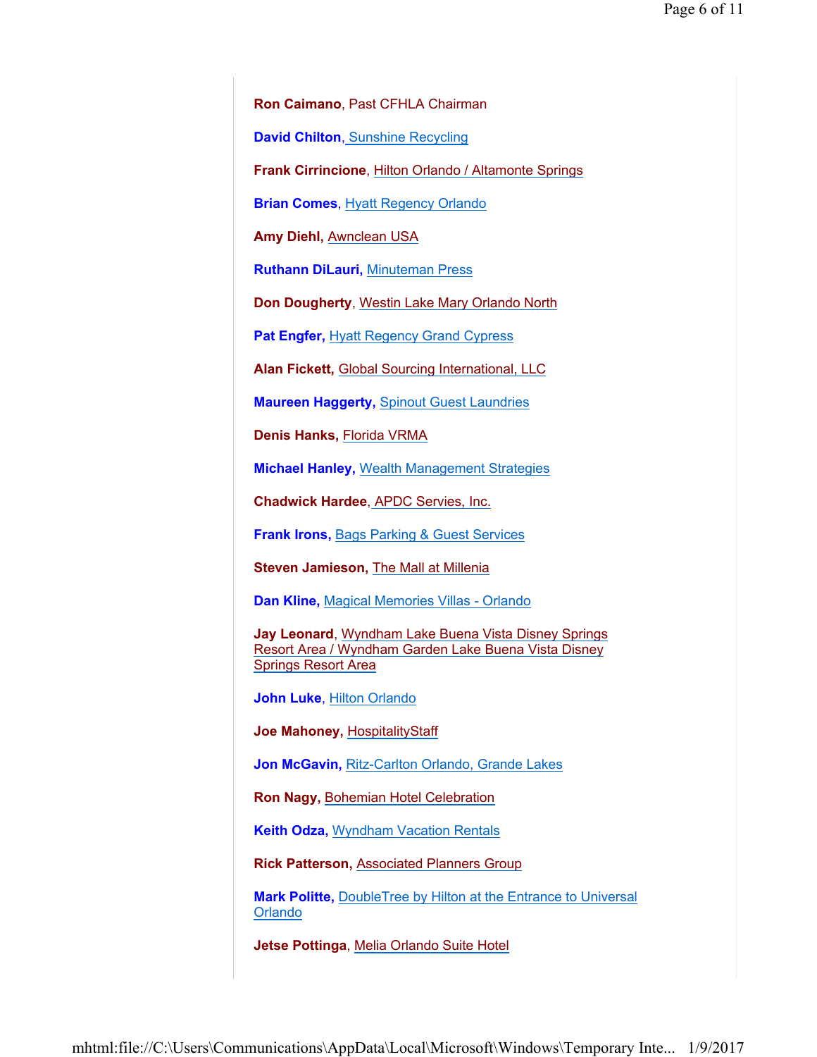**Ron Caimano**, Past CFHLA Chairman

**David Chilton**, Sunshine Recycling

**Frank Cirrincione**, Hilton Orlando / Altamonte Springs

**Brian Comes**, Hyatt Regency Orlando

**Amy Diehl,** Awnclean USA

**Ruthann DiLauri,** Minuteman Press

**Don Dougherty**, Westin Lake Mary Orlando North

**Pat Engfer,** Hyatt Regency Grand Cypress

**Alan Fickett,** Global Sourcing International, LLC

**Maureen Haggerty,** Spinout Guest Laundries

**Denis Hanks,** Florida VRMA

**Michael Hanley,** Wealth Management Strategies

**Chadwick Hardee**, APDC Servies, Inc.

**Frank Irons,** Bags Parking & Guest Services

**Steven Jamieson,** The Mall at Millenia

**Dan Kline,** Magical Memories Villas - Orlando

**Jay Leonard**, Wyndham Lake Buena Vista Disney Springs Resort Area / Wyndham Garden Lake Buena Vista Disney Springs Resort Area

**John Luke**, Hilton Orlando

**Joe Mahoney,** HospitalityStaff

**Jon McGavin,** Ritz-Carlton Orlando, Grande Lakes

**Ron Nagy,** Bohemian Hotel Celebration

**Keith Odza,** Wyndham Vacation Rentals

**Rick Patterson**, Associated Planners Group

**Mark Politte,** DoubleTree by Hilton at the Entrance to Universal Orlando

**Jetse Pottinga**, Melia Orlando Suite Hotel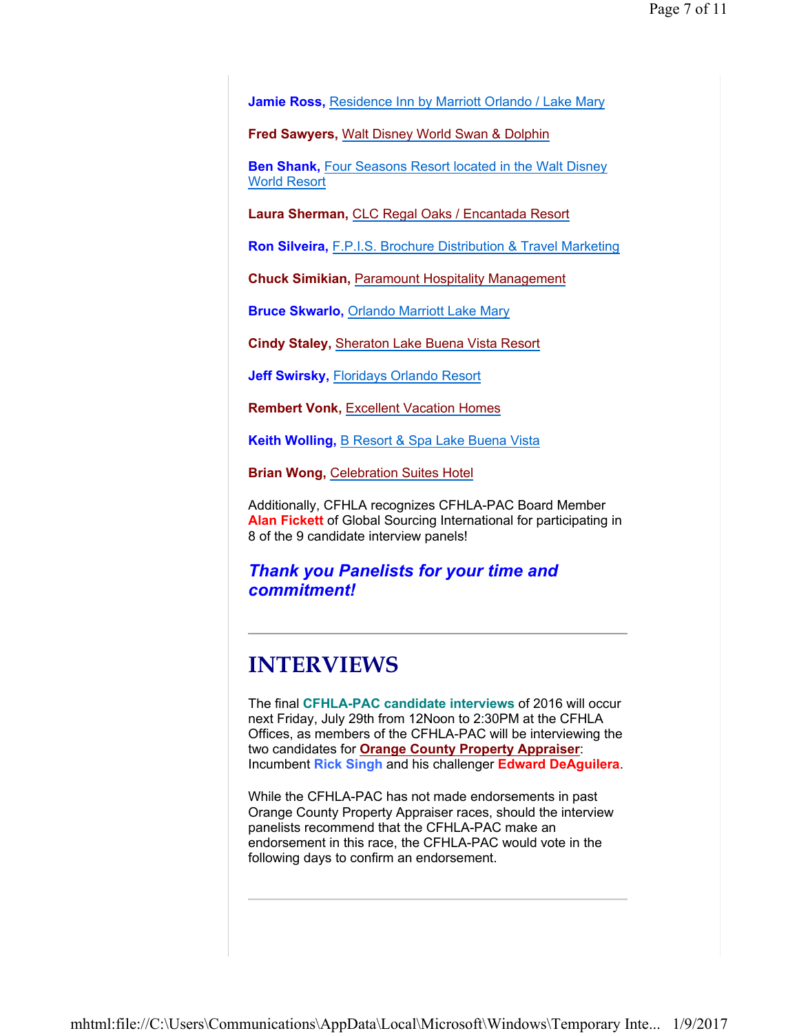**Jamie Ross,** Residence Inn by Marriott Orlando / Lake Mary

**Fred Sawyers,** Walt Disney World Swan & Dolphin

**Ben Shank,** Four Seasons Resort located in the Walt Disney World Resort

**Laura Sherman,** CLC Regal Oaks / Encantada Resort

**Ron Silveira,** F.P.I.S. Brochure Distribution & Travel Marketing

**Chuck Simikian,** Paramount Hospitality Management

**Bruce Skwarlo,** Orlando Marriott Lake Mary

**Cindy Staley,** Sheraton Lake Buena Vista Resort

**Jeff Swirsky,** Floridays Orlando Resort

**Rembert Vonk,** Excellent Vacation Homes

**Keith Wolling,** B Resort & Spa Lake Buena Vista

**Brian Wong,** Celebration Suites Hotel

Additionally, CFHLA recognizes CFHLA-PAC Board Member **Alan Fickett** of Global Sourcing International for participating in 8 of the 9 candidate interview panels!

***Thank you Panelists for your time and commitment!***

---

# INTERVIEWS

The final **CFHLA-PAC candidate interviews** of 2016 will occur next Friday, July 29th from 12Noon to 2:30PM at the CFHLA Offices, as members of the CFHLA-PAC will be interviewing the two candidates for **Orange County Property Appraiser**: Incumbent **Rick Singh** and his challenger **Edward DeAguilera**.

While the CFHLA-PAC has not made endorsements in past Orange County Property Appraiser races, should the interview panelists recommend that the CFHLA-PAC make an endorsement in this race, the CFHLA-PAC would vote in the following days to confirm an endorsement.

---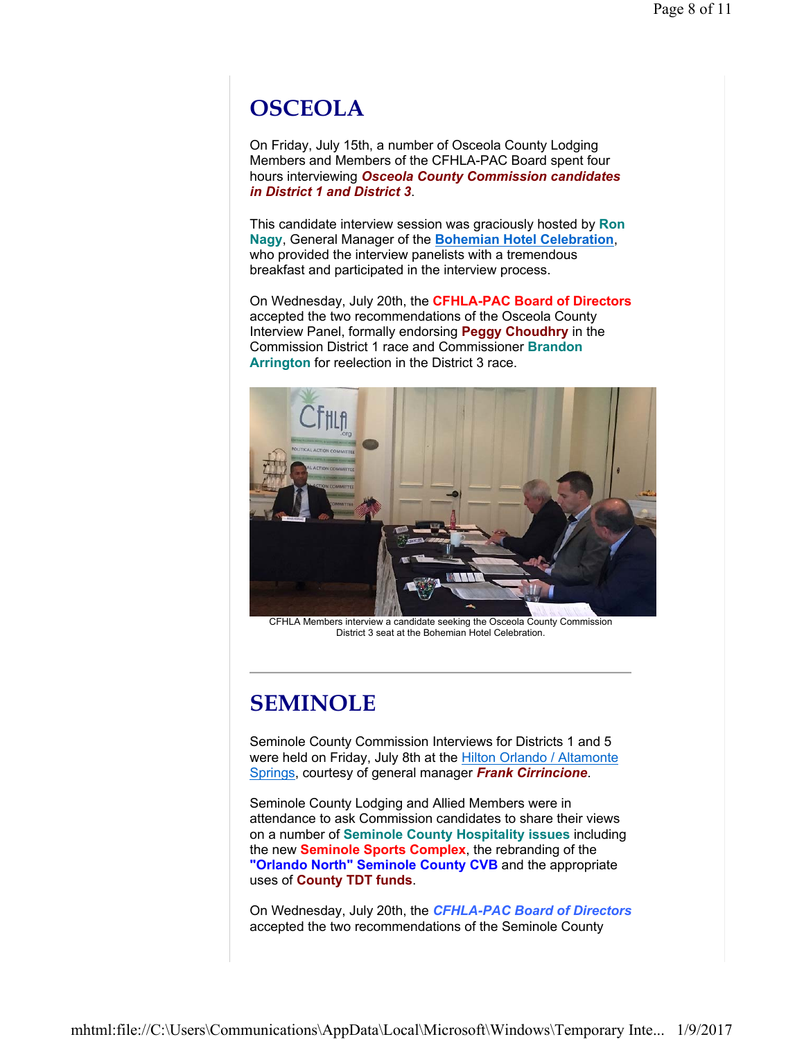## OSCEOLA

On Friday, July 15th, a number of Osceola County Lodging Members and Members of the CFHLA-PAC Board spent four hours interviewing ***Osceola County Commission candidates in District 1 and District 3***.

This candidate interview session was graciously hosted by **Ron Nagy**, General Manager of the **Bohemian Hotel Celebration**, who provided the interview panelists with a tremendous breakfast and participated in the interview process.

On Wednesday, July 20th, the **CFHLA-PAC Board of Directors** accepted the two recommendations of the Osceola County Interview Panel, formally endorsing **Peggy Choudhry** in the Commission District 1 race and Commissioner **Brandon Arrington** for reelection in the District 3 race.

CFHLA Members interview a candidate seeking the Osceola County Commission District 3 seat at the Bohemian Hotel Celebration.

---

## SEMINOLE

Seminole County Commission Interviews for Districts 1 and 5 were held on Friday, July 8th at the Hilton Orlando / Altamonte Springs, courtesy of general manager ***Frank Cirrincione***.

Seminole County Lodging and Allied Members were in attendance to ask Commission candidates to share their views on a number of **Seminole County Hospitality issues** including the new **Seminole Sports Complex**, the rebranding of the **"Orlando North" Seminole County CVB** and the appropriate uses of **County TDT funds**.

On Wednesday, July 20th, the ***CFHLA-PAC Board of Directors*** accepted the two recommendations of the Seminole County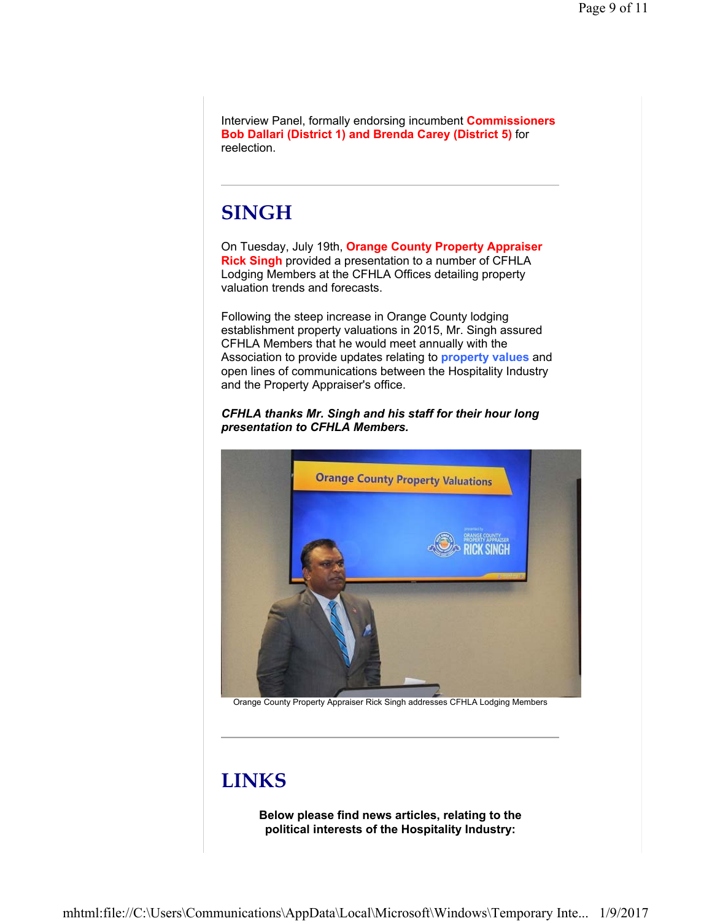Interview Panel, formally endorsing incumbent **Commissioners Bob Dallari (District 1) and Brenda Carey (District 5)** for reelection.

---

## SINGH

On Tuesday, July 19th, **Orange County Property Appraiser Rick Singh** provided a presentation to a number of CFHLA Lodging Members at the CFHLA Offices detailing property valuation trends and forecasts.

Following the steep increase in Orange County lodging establishment property valuations in 2015, Mr. Singh assured CFHLA Members that he would meet annually with the Association to provide updates relating to **property values** and open lines of communications between the Hospitality Industry and the Property Appraiser's office.

***CFHLA thanks Mr. Singh and his staff for their hour long presentation to CFHLA Members.***

Orange County Property Appraiser Rick Singh addresses CFHLA Lodging Members

---

## LINKS

**Below please find news articles, relating to the political interests of the Hospitality Industry:**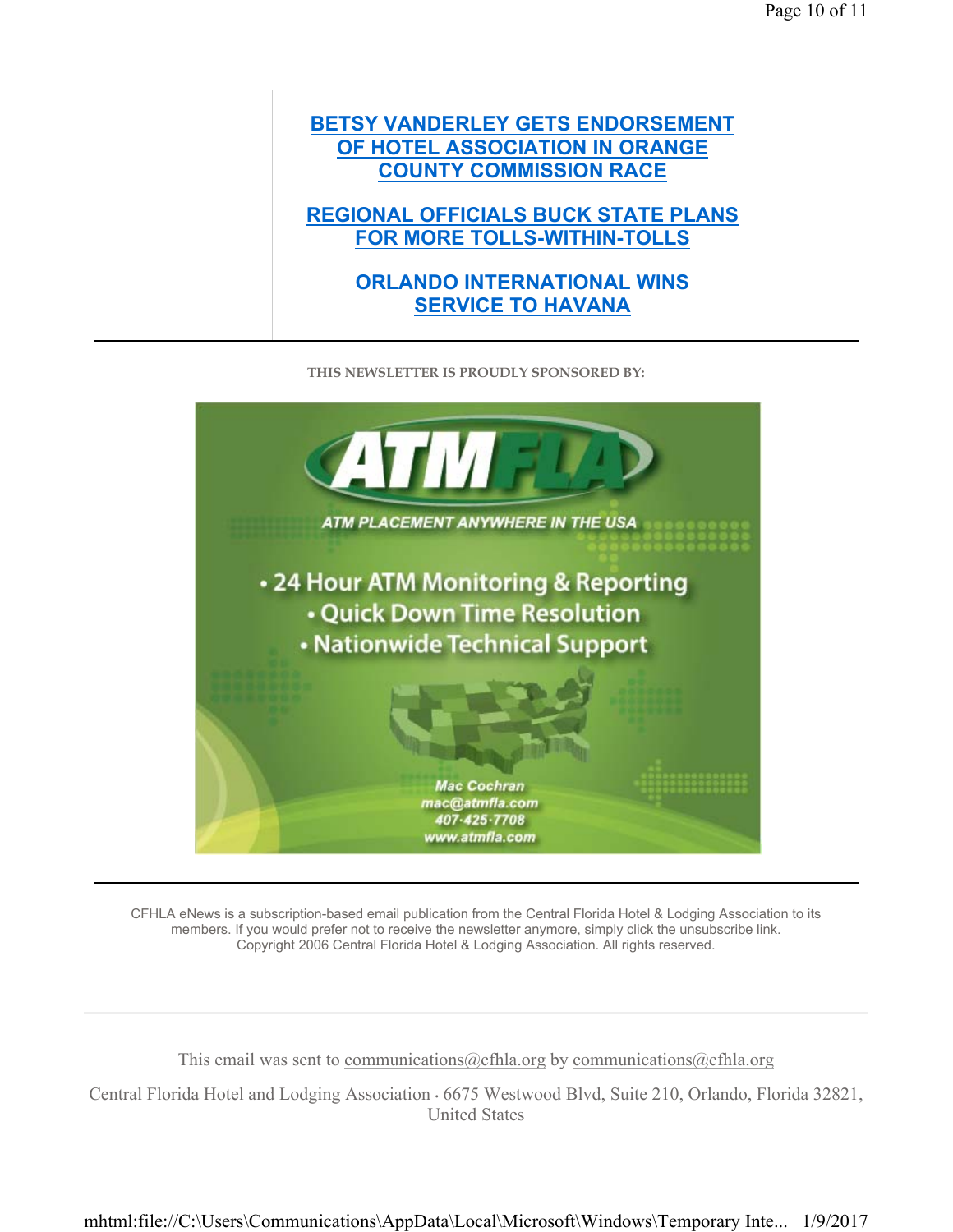**BETSY VANDERLEY GETS ENDORSEMENT OF HOTEL ASSOCIATION IN ORANGE COUNTY COMMISSION RACE**

**REGIONAL OFFICIALS BUCK STATE PLANS FOR MORE TOLLS-WITHIN-TOLLS**

**ORLANDO INTERNATIONAL WINS SERVICE TO HAVANA**

---

THIS NEWSLETTER IS PROUDLY SPONSORED BY:

ATMFLA

ATM PLACEMENT ANYWHERE IN THE USA

- 24 Hour ATM Monitoring & Reporting
- Quick Down Time Resolution
- Nationwide Technical Support

Mac Cochran
mac@atmfla.com
407-425-7708
www.atmfla.com

---

CFHLA eNews is a subscription-based email publication from the Central Florida Hotel & Lodging Association to its members. If you would prefer not to receive the newsletter anymore, simply click the unsubscribe link. Copyright 2006 Central Florida Hotel & Lodging Association. All rights reserved.

This email was sent to communications@cfhla.org by communications@cfhla.org

Central Florida Hotel and Lodging Association · 6675 Westwood Blvd, Suite 210, Orlando, Florida 32821, United States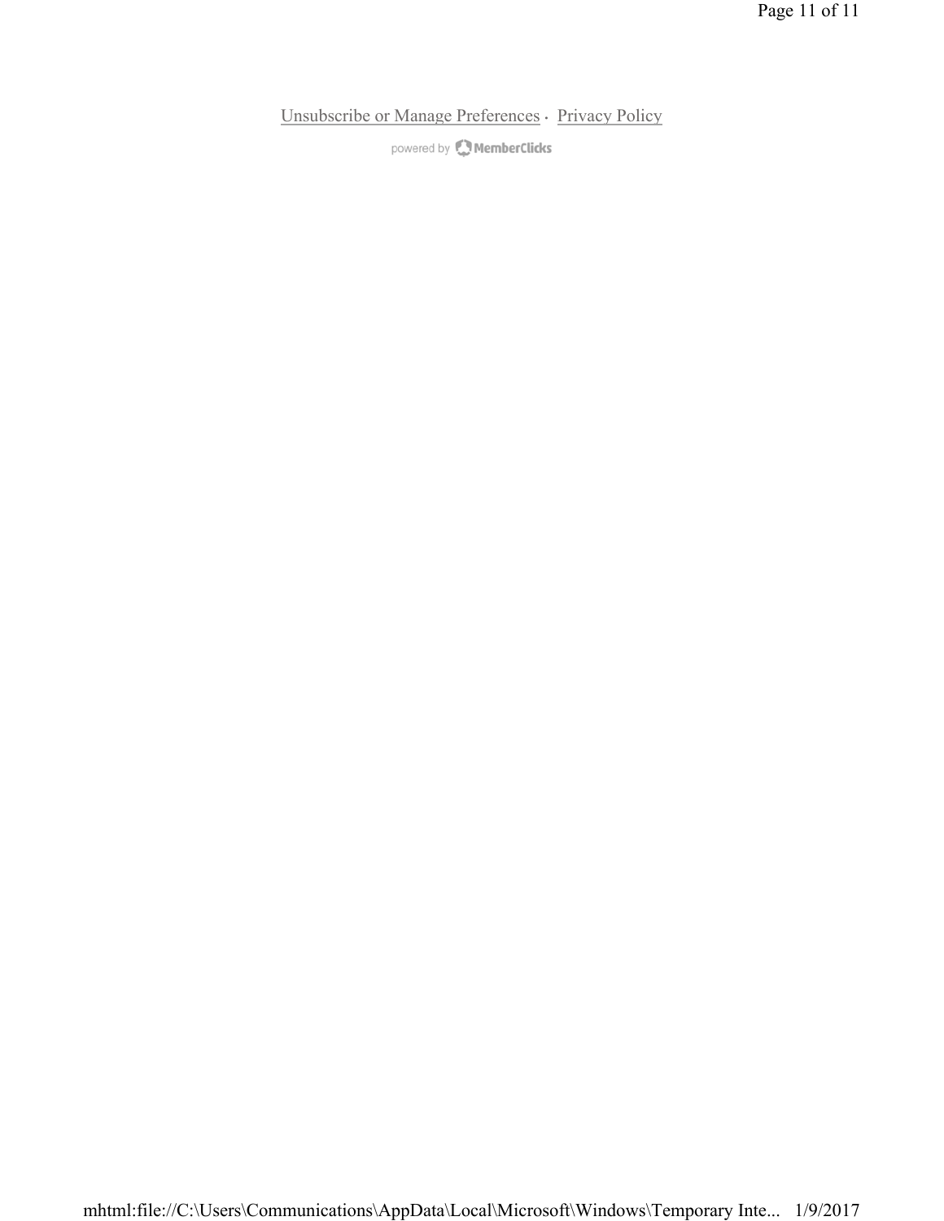Unsubscribe or Manage Preferences · Privacy Policy

powered by MemberClicks